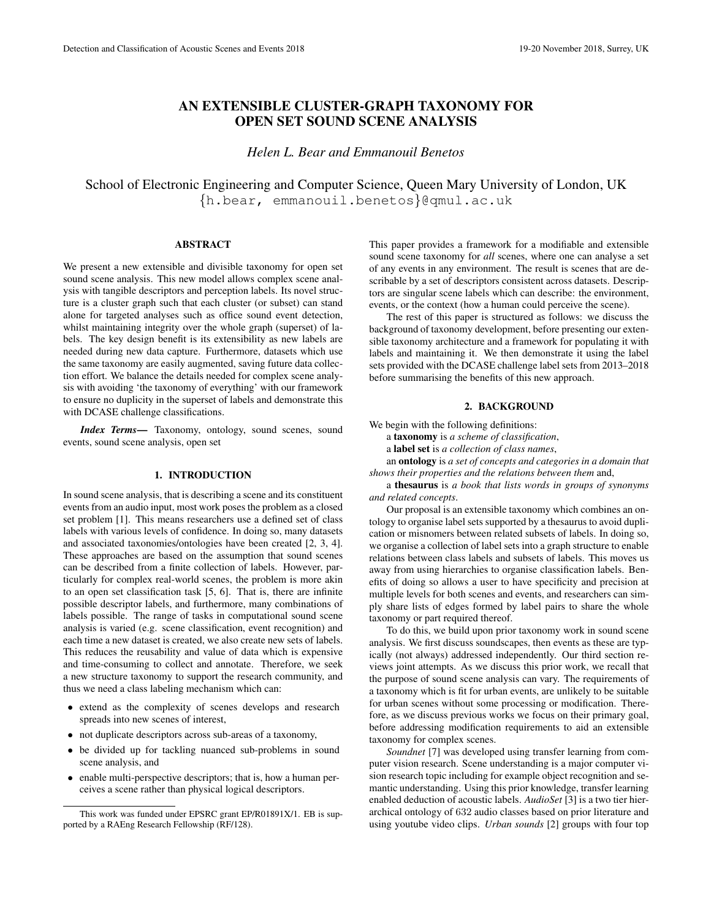# AN EXTENSIBLE CLUSTER-GRAPH TAXONOMY FOR OPEN SET SOUND SCENE ANALYSIS

*Helen L. Bear and Emmanouil Benetos*

School of Electronic Engineering and Computer Science, Queen Mary University of London, UK
{h.bear, emmanouil.benetos}@qmul.ac.uk

## ABSTRACT

We present a new extensible and divisible taxonomy for open set sound scene analysis. This new model allows complex scene analysis with tangible descriptors and perception labels. Its novel structure is a cluster graph such that each cluster (or subset) can stand alone for targeted analyses such as office sound event detection, whilst maintaining integrity over the whole graph (superset) of labels. The key design benefit is its extensibility as new labels are needed during new data capture. Furthermore, datasets which use the same taxonomy are easily augmented, saving future data collection effort. We balance the details needed for complex scene analysis with avoiding 'the taxonomy of everything' with our framework to ensure no duplicity in the superset of labels and demonstrate this with DCASE challenge classifications.

***Index Terms*—** Taxonomy, ontology, sound scenes, sound events, sound scene analysis, open set

## 1. INTRODUCTION

In sound scene analysis, that is describing a scene and its constituent events from an audio input, most work poses the problem as a closed set problem [1]. This means researchers use a defined set of class labels with various levels of confidence. In doing so, many datasets and associated taxonomies/ontologies have been created [2, 3, 4]. These approaches are based on the assumption that sound scenes can be described from a finite collection of labels. However, particularly for complex real-world scenes, the problem is more akin to an open set classification task [5, 6]. That is, there are infinite possible descriptor labels, and furthermore, many combinations of labels possible. The range of tasks in computational sound scene analysis is varied (e.g. scene classification, event recognition) and each time a new dataset is created, we also create new sets of labels. This reduces the reusability and value of data which is expensive and time-consuming to collect and annotate. Therefore, we seek a new structure taxonomy to support the research community, and thus we need a class labeling mechanism which can:

- extend as the complexity of scenes develops and research spreads into new scenes of interest,
- not duplicate descriptors across sub-areas of a taxonomy,
- be divided up for tackling nuanced sub-problems in sound scene analysis, and
- enable multi-perspective descriptors; that is, how a human perceives a scene rather than physical logical descriptors.

This work was funded under EPSRC grant EP/R01891X/1. EB is supported by a RAEng Research Fellowship (RF/128).

This paper provides a framework for a modifiable and extensible sound scene taxonomy for *all* scenes, where one can analyse a set of any events in any environment. The result is scenes that are describable by a set of descriptors consistent across datasets. Descriptors are singular scene labels which can describe: the environment, events, or the context (how a human could perceive the scene).

The rest of this paper is structured as follows: we discuss the background of taxonomy development, before presenting our extensible taxonomy architecture and a framework for populating it with labels and maintaining it. We then demonstrate it using the label sets provided with the DCASE challenge label sets from 2013–2018 before summarising the benefits of this new approach.

## 2. BACKGROUND

We begin with the following definitions:

a **taxonomy** is *a scheme of classification*,

a **label set** is *a collection of class names*,

an **ontology** is *a set of concepts and categories in a domain that shows their properties and the relations between them* and,

a **thesaurus** is *a book that lists words in groups of synonyms and related concepts*.

Our proposal is an extensible taxonomy which combines an ontology to organise label sets supported by a thesaurus to avoid duplication or misnomers between related subsets of labels. In doing so, we organise a collection of label sets into a graph structure to enable relations between class labels and subsets of labels. This moves us away from using hierarchies to organise classification labels. Benefits of doing so allows a user to have specificity and precision at multiple levels for both scenes and events, and researchers can simply share lists of edges formed by label pairs to share the whole taxonomy or part required thereof.

To do this, we build upon prior taxonomy work in sound scene analysis. We first discuss soundscapes, then events as these are typically (not always) addressed independently. Our third section reviews joint attempts. As we discuss this prior work, we recall that the purpose of sound scene analysis can vary. The requirements of a taxonomy which is fit for urban events, are unlikely to be suitable for urban scenes without some processing or modification. Therefore, as we discuss previous works we focus on their primary goal, before addressing modification requirements to aid an extensible taxonomy for complex scenes.

*Soundnet* [7] was developed using transfer learning from computer vision research. Scene understanding is a major computer vision research topic including for example object recognition and semantic understanding. Using this prior knowledge, transfer learning enabled deduction of acoustic labels. *AudioSet* [3] is a two tier hierarchical ontology of $632$ audio classes based on prior literature and using youtube video clips. *Urban sounds* [2] groups with four top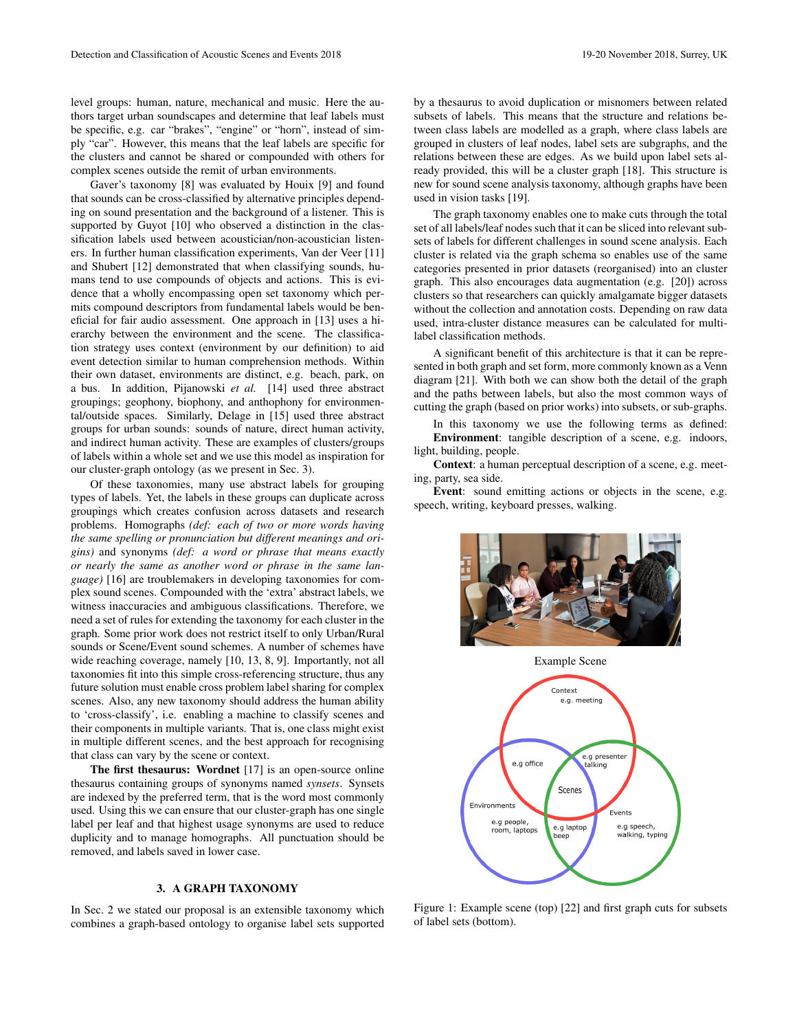level groups: human, nature, mechanical and music. Here the authors target urban soundscapes and determine that leaf labels must be specific, e.g. car "brakes", "engine" or "horn", instead of simply "car". However, this means that the leaf labels are specific for the clusters and cannot be shared or compounded with others for complex scenes outside the remit of urban environments.

Gaver's taxonomy [8] was evaluated by Houix [9] and found that sounds can be cross-classified by alternative principles depending on sound presentation and the background of a listener. This is supported by Guyot [10] who observed a distinction in the classification labels used between acoustician/non-acoustician listeners. In further human classification experiments, Van der Veer [11] and Shubert [12] demonstrated that when classifying sounds, humans tend to use compounds of objects and actions. This is evidence that a wholly encompassing open set taxonomy which permits compound descriptors from fundamental labels would be beneficial for fair audio assessment. One approach in [13] uses a hierarchy between the environment and the scene. The classification strategy uses context (environment by our definition) to aid event detection similar to human comprehension methods. Within their own dataset, environments are distinct, e.g. beach, park, on a bus. In addition, Pijanowski *et al.* [14] used three abstract groupings; geophony, biophony, and anthophony for environmental/outside spaces. Similarly, Delage in [15] used three abstract groups for urban sounds: sounds of nature, direct human activity, and indirect human activity. These are examples of clusters/groups of labels within a whole set and we use this model as inspiration for our cluster-graph ontology (as we present in Sec. 3).

Of these taxonomies, many use abstract labels for grouping types of labels. Yet, the labels in these groups can duplicate across groupings which creates confusion across datasets and research problems. Homographs *(def: each of two or more words having the same spelling or pronunciation but different meanings and origins)* and synonyms *(def: a word or phrase that means exactly or nearly the same as another word or phrase in the same language)* [16] are troublemakers in developing taxonomies for complex sound scenes. Compounded with the 'extra' abstract labels, we witness inaccuracies and ambiguous classifications. Therefore, we need a set of rules for extending the taxonomy for each cluster in the graph. Some prior work does not restrict itself to only Urban/Rural sounds or Scene/Event sound schemes. A number of schemes have wide reaching coverage, namely [10, 13, 8, 9]. Importantly, not all taxonomies fit into this simple cross-referencing structure, thus any future solution must enable cross problem label sharing for complex scenes. Also, any new taxonomy should address the human ability to 'cross-classify', i.e. enabling a machine to classify scenes and their components in multiple variants. That is, one class might exist in multiple different scenes, and the best approach for recognising that class can vary by the scene or context.

**The first thesaurus: Wordnet** [17] is an open-source online thesaurus containing groups of synonyms named *synsets*. Synsets are indexed by the preferred term, that is the word most commonly used. Using this we can ensure that our cluster-graph has one single label per leaf and that highest usage synonyms are used to reduce duplicity and to manage homographs. All punctuation should be removed, and labels saved in lower case.

## 3. A GRAPH TAXONOMY

In Sec. 2 we stated our proposal is an extensible taxonomy which combines a graph-based ontology to organise label sets supported by a thesaurus to avoid duplication or misnomers between related subsets of labels. This means that the structure and relations between class labels are modelled as a graph, where class labels are grouped in clusters of leaf nodes, label sets are subgraphs, and the relations between these are edges. As we build upon label sets already provided, this will be a cluster graph [18]. This structure is new for sound scene analysis taxonomy, although graphs have been used in vision tasks [19].

The graph taxonomy enables one to make cuts through the total set of all labels/leaf nodes such that it can be sliced into relevant subsets of labels for different challenges in sound scene analysis. Each cluster is related via the graph schema so enables use of the same categories presented in prior datasets (reorganised) into an cluster graph. This also encourages data augmentation (e.g. [20]) across clusters so that researchers can quickly amalgamate bigger datasets without the collection and annotation costs. Depending on raw data used, intra-cluster distance measures can be calculated for multi-label classification methods.

A significant benefit of this architecture is that it can be represented in both graph and set form, more commonly known as a Venn diagram [21]. With both we can show both the detail of the graph and the paths between labels, but also the most common ways of cutting the graph (based on prior works) into subsets, or sub-graphs.

In this taxonomy we use the following terms as defined:

**Environment**: tangible description of a scene, e.g. indoors, light, building, people.

**Context**: a human perceptual description of a scene, e.g. meeting, party, sea side.

**Event**: sound emitting actions or objects in the scene, e.g. speech, writing, keyboard presses, walking.

Example Scene

Figure 1: Example scene (top) [22] and first graph cuts for subsets of label sets (bottom).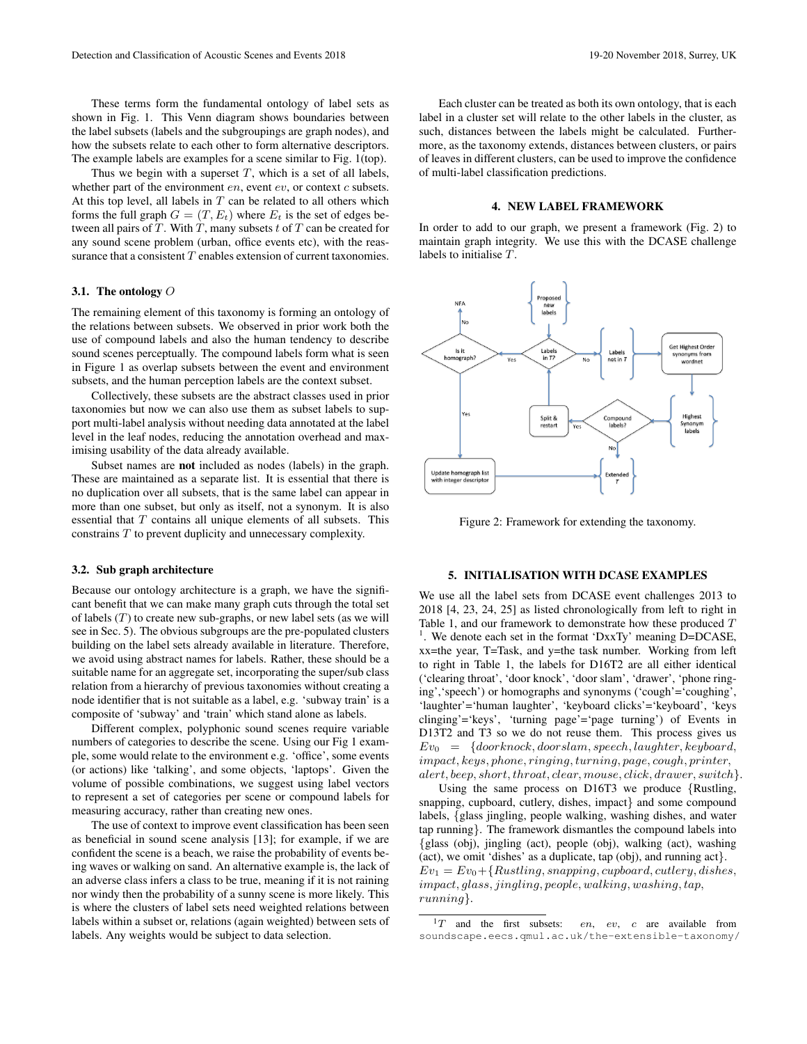These terms form the fundamental ontology of label sets as shown in Fig. 1. This Venn diagram shows boundaries between the label subsets (labels and the subgroupings are graph nodes), and how the subsets relate to each other to form alternative descriptors. The example labels are examples for a scene similar to Fig. 1(top).

Thus we begin with a superset $T$, which is a set of all labels, whether part of the environment $en$, event $ev$, or context $c$ subsets. At this top level, all labels in $T$ can be related to all others which forms the full graph $G = (T, E_t)$ where $E_t$ is the set of edges between all pairs of $T$. With $T$, many subsets $t$ of $T$ can be created for any sound scene problem (urban, office events etc), with the reassurance that a consistent $T$ enables extension of current taxonomies.

### 3.1. The ontology $O$

The remaining element of this taxonomy is forming an ontology of the relations between subsets. We observed in prior work both the use of compound labels and also the human tendency to describe sound scenes perceptually. The compound labels form what is seen in Figure 1 as overlap subsets between the event and environment subsets, and the human perception labels are the context subset.

Collectively, these subsets are the abstract classes used in prior taxonomies but now we can also use them as subset labels to support multi-label analysis without needing data annotated at the label level in the leaf nodes, reducing the annotation overhead and maximising usability of the data already available.

Subset names are **not** included as nodes (labels) in the graph. These are maintained as a separate list. It is essential that there is no duplication over all subsets, that is the same label can appear in more than one subset, but only as itself, not a synonym. It is also essential that $T$ contains all unique elements of all subsets. This constrains $T$ to prevent duplicity and unnecessary complexity.

### 3.2. Sub graph architecture

Because our ontology architecture is a graph, we have the significant benefit that we can make many graph cuts through the total set of labels ($T$) to create new sub-graphs, or new label sets (as we will see in Sec. 5). The obvious subgroups are the pre-populated clusters building on the label sets already available in literature. Therefore, we avoid using abstract names for labels. Rather, these should be a suitable name for an aggregate set, incorporating the super/sub class relation from a hierarchy of previous taxonomies without creating a node identifier that is not suitable as a label, e.g. 'subway train' is a composite of 'subway' and 'train' which stand alone as labels.

Different complex, polyphonic sound scenes require variable numbers of categories to describe the scene. Using our Fig 1 example, some would relate to the environment e.g. 'office', some events (or actions) like 'talking', and some objects, 'laptops'. Given the volume of possible combinations, we suggest using label vectors to represent a set of categories per scene or compound labels for measuring accuracy, rather than creating new ones.

The use of context to improve event classification has been seen as beneficial in sound scene analysis [13]; for example, if we are confident the scene is a beach, we raise the probability of events being waves or walking on sand. An alternative example is, the lack of an adverse class infers a class to be true, meaning if it is not raining nor windy then the probability of a sunny scene is more likely. This is where the clusters of label sets need weighted relations between labels within a subset or, relations (again weighted) between sets of labels. Any weights would be subject to data selection.

Each cluster can be treated as both its own ontology, that is each label in a cluster set will relate to the other labels in the cluster, as such, distances between the labels might be calculated. Furthermore, as the taxonomy extends, distances between clusters, or pairs of leaves in different clusters, can be used to improve the confidence of multi-label classification predictions.

## 4. NEW LABEL FRAMEWORK

In order to add to our graph, we present a framework (Fig. 2) to maintain graph integrity. We use this with the DCASE challenge labels to initialise $T$.

Figure 2: Framework for extending the taxonomy.

## 5. INITIALISATION WITH DCASE EXAMPLES

We use all the label sets from DCASE event challenges 2013 to 2018 [4, 23, 24, 25] as listed chronologically from left to right in Table 1, and our framework to demonstrate how these produced $T$ [1]. We denote each set in the format 'DxxTy' meaning D=DCASE, xx=the year, T=Task, and y=the task number. Working from left to right in Table 1, the labels for D16T2 are all either identical ('clearing throat', 'door knock', 'door slam', 'drawer', 'phone ringing','speech') or homographs and synonyms ('cough'='coughing', 'laughter'='human laughter', 'keyboard clicks'='keyboard', 'keys clinging'='keys', 'turning page'='page turning') of Events in D13T2 and T3 so we do not reuse them. This process gives us $Ev_0 = \{doorknock, doorslam, speech, laughter, keyboard, impact, keys, phone, ringing, turning, page, cough, printer, alert, beep, short, throat, clear, mouse, click, drawer, switch\}$.

Using the same process on D16T3 we produce {Rustling, snapping, cupboard, cutlery, dishes, impact} and some compound labels, {glass jingling, people walking, washing dishes, and water tap running}. The framework dismantles the compound labels into {glass (obj), jingling (act), people (obj), walking (act), washing (act), we omit 'dishes' as a duplicate, tap (obj), and running act}. $Ev_1 = Ev_0 + \{Rustling, snapping, cupboard, cutlery, dishes, impact, glass, jingling, people, walking, washing, tap, running\}$.

[1] $T$ and the first subsets: $en$, $ev$, $c$ are available from soundscape.eecs.qmul.ac.uk/the-extensible-taxonomy/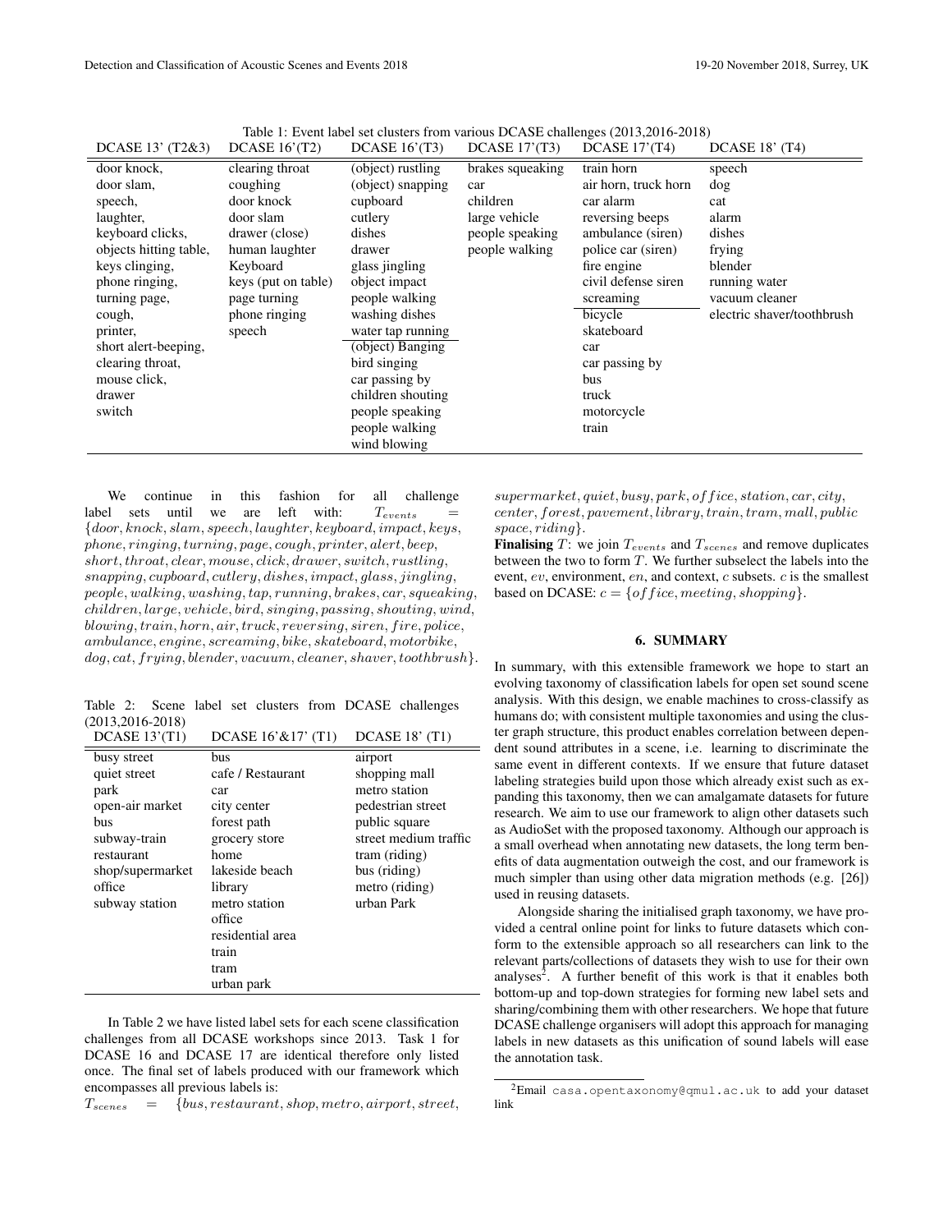Table 1: Event label set clusters from various DCASE challenges (2013,2016-2018)

| DCASE 13' (T2&3) | DCASE 16'(T2) | DCASE 16'(T3) | DCASE 17'(T3) | DCASE 17'(T4) | DCASE 18' (T4) |
|---|---|---|---|---|---|
| door knock, | clearing throat | (object) rustling | brakes squeaking | train horn | speech |
| door slam, | coughing | (object) snapping | car | air horn, truck horn | dog |
| speech, | door knock | cupboard | children | car alarm | cat |
| laughter, | door slam | cutlery | large vehicle | reversing beeps | alarm |
| keyboard clicks, | drawer (close) | dishes | people speaking | ambulance (siren) | dishes |
| objects hitting table, | human laughter | drawer | people walking | police car (siren) | frying |
| keys clinging, | Keyboard | glass jingling | | fire engine | blender |
| phone ringing, | keys (put on table) | object impact | | civil defense siren | running water |
| turning page, | page turning | people walking | | screaming | vacuum cleaner |
| cough, | phone ringing | washing dishes | | bicycle | electric shaver/toothbrush |
| printer, | speech | water tap running | | skateboard | |
| short alert-beeping, | | (object) Banging | | car | |
| clearing throat, | | bird singing | | car passing by | |
| mouse click, | | car passing by | | bus | |
| drawer | | children shouting | | truck | |
| switch | | people speaking | | motorcycle | |
| | | people walking | | train | |
| | | wind blowing | | | |

We continue in this fashion for all challenge label sets until we are left with: $T_{events} = \{door, knock, slam, speech, laughter, keyboard, impact, keys, phone, ringing, turning, page, cough, printer, alert, beep, short, throat, clear, mouse, click, drawer, switch, rustling, snapping, cupboard, cutlery, dishes, impact, glass, jingling, people, walking, washing, tap, running, brakes, car, squeaking, children, large, vehicle, bird, singing, passing, shouting, wind, blowing, train, horn, air, truck, reversing, siren, fire, police, ambulance, engine, screaming, bike, skateboard, motorbike, dog, cat, frying, blender, vacuum, cleaner, shaver, toothbrush\}$.

Table 2: Scene label set clusters from DCASE challenges (2013,2016-2018)

| DCASE 13'(T1) | DCASE 16'&17' (T1) | DCASE 18' (T1) |
|---|---|---|
| busy street | bus | airport |
| quiet street | cafe / Restaurant | shopping mall |
| park | car | metro station |
| open-air market | city center | pedestrian street |
| bus | forest path | public square |
| subway-train | grocery store | street medium traffic |
| restaurant | home | tram (riding) |
| shop/supermarket | lakeside beach | bus (riding) |
| office | library | metro (riding) |
| subway station | metro station | urban Park |
| | office | |
| | residential area | |
| | train | |
| | tram | |
| | urban park | |

In Table 2 we have listed label sets for each scene classification challenges from all DCASE workshops since 2013. Task 1 for DCASE 16 and DCASE 17 are identical therefore only listed once. The final set of labels produced with our framework which encompasses all previous labels is:
$T_{scenes} = \{bus, restaurant, shop, metro, airport, street, supermarket, quiet, busy, park, office, station, car, city, center, forest, pavement, library, train, tram, mall, public space, riding\}$.

**Finalising** $T$: we join $T_{events}$ and $T_{scenes}$ and remove duplicates between the two to form $T$. We further subselect the labels into the event, $ev$, environment, $en$, and context, $c$ subsets. $c$ is the smallest based on DCASE: $c = \{office, meeting, shopping\}$.

## 6. SUMMARY

In summary, with this extensible framework we hope to start an evolving taxonomy of classification labels for open set sound scene analysis. With this design, we enable machines to cross-classify as humans do; with consistent multiple taxonomies and using the cluster graph structure, this product enables correlation between dependent sound attributes in a scene, i.e. learning to discriminate the same event in different contexts. If we ensure that future dataset labeling strategies build upon those which already exist such as expanding this taxonomy, then we can amalgamate datasets for future research. We aim to use our framework to align other datasets such as AudioSet with the proposed taxonomy. Although our approach is a small overhead when annotating new datasets, the long term benefits of data augmentation outweigh the cost, and our framework is much simpler than using other data migration methods (e.g. [26]) used in reusing datasets.

Alongside sharing the initialised graph taxonomy, we have provided a central online point for links to future datasets which conform to the extensible approach so all researchers can link to the relevant parts/collections of datasets they wish to use for their own analyses[2]. A further benefit of this work is that it enables both bottom-up and top-down strategies for forming new label sets and sharing/combining them with other researchers. We hope that future DCASE challenge organisers will adopt this approach for managing labels in new datasets as this unification of sound labels will ease the annotation task.

[2] Email casa.opentaxonomy@qmul.ac.uk to add your dataset link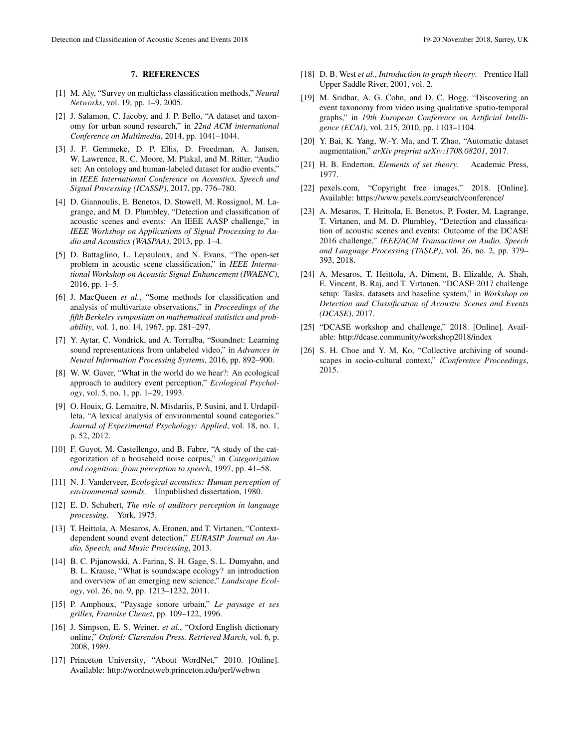## 7. REFERENCES

[1] M. Aly, "Survey on multiclass classification methods," *Neural Networks*, vol. 19, pp. 1–9, 2005.

[2] J. Salamon, C. Jacoby, and J. P. Bello, "A dataset and taxonomy for urban sound research," in *22nd ACM international Conference on Multimedia*, 2014, pp. 1041–1044.

[3] J. F. Gemmeke, D. P. Ellis, D. Freedman, A. Jansen, W. Lawrence, R. C. Moore, M. Plakal, and M. Ritter, "Audio set: An ontology and human-labeled dataset for audio events," in *IEEE International Conference on Acoustics, Speech and Signal Processing (ICASSP)*, 2017, pp. 776–780.

[4] D. Giannoulis, E. Benetos, D. Stowell, M. Rossignol, M. Lagrange, and M. D. Plumbley, "Detection and classification of acoustic scenes and events: An IEEE AASP challenge," in *IEEE Workshop on Applications of Signal Processing to Audio and Acoustics (WASPAA)*, 2013, pp. 1–4.

[5] D. Battaglino, L. Lepauloux, and N. Evans, "The open-set problem in acoustic scene classification," in *IEEE International Workshop on Acoustic Signal Enhancement (IWAENC)*, 2016, pp. 1–5.

[6] J. MacQueen *et al.*, "Some methods for classification and analysis of multivariate observations," in *Proceedings of the fifth Berkeley symposium on mathematical statistics and probability*, vol. 1, no. 14, 1967, pp. 281–297.

[7] Y. Aytar, C. Vondrick, and A. Torralba, "Soundnet: Learning sound representations from unlabeled video," in *Advances in Neural Information Processing Systems*, 2016, pp. 892–900.

[8] W. W. Gaver, "What in the world do we hear?: An ecological approach to auditory event perception," *Ecological Psychology*, vol. 5, no. 1, pp. 1–29, 1993.

[9] O. Houix, G. Lemaitre, N. Misdariis, P. Susini, and I. Urdapilleta, "A lexical analysis of environmental sound categories." *Journal of Experimental Psychology: Applied*, vol. 18, no. 1, p. 52, 2012.

[10] F. Guyot, M. Castellengo, and B. Fabre, "A study of the categorization of a household noise corpus," in *Categorization and cognition: from perception to speech*, 1997, pp. 41–58.

[11] N. J. Vanderveer, *Ecological acoustics: Human perception of environmental sounds*. Unpublished dissertation, 1980.

[12] E. D. Schubert, *The role of auditory perception in language processing*. York, 1975.

[13] T. Heittola, A. Mesaros, A. Eronen, and T. Virtanen, "Context-dependent sound event detection," *EURASIP Journal on Audio, Speech, and Music Processing*, 2013.

[14] B. C. Pijanowski, A. Farina, S. H. Gage, S. L. Dumyahn, and B. L. Krause, "What is soundscape ecology? an introduction and overview of an emerging new science," *Landscape Ecology*, vol. 26, no. 9, pp. 1213–1232, 2011.

[15] P. Amphoux, "Paysage sonore urbain," *Le paysage et ses grilles, Franoise Chenet*, pp. 109–122, 1996.

[16] J. Simpson, E. S. Weiner, *et al.*, "Oxford English dictionary online," *Oxford: Clarendon Press. Retrieved March*, vol. 6, p. 2008, 1989.

[17] Princeton University, "About WordNet," 2010. [Online]. Available: http://wordnetweb.princeton.edu/perl/webwn

[18] D. B. West *et al.*, *Introduction to graph theory*. Prentice Hall Upper Saddle River, 2001, vol. 2.

[19] M. Sridhar, A. G. Cohn, and D. C. Hogg, "Discovering an event taxonomy from video using qualitative spatio-temporal graphs," in *19th European Conference on Artificial Intelligence (ECAI)*, vol. 215, 2010, pp. 1103–1104.

[20] Y. Bai, K. Yang, W.-Y. Ma, and T. Zhao, "Automatic dataset augmentation," *arXiv preprint arXiv:1708.08201*, 2017.

[21] H. B. Enderton, *Elements of set theory*. Academic Press, 1977.

[22] pexels.com, "Copyright free images," 2018. [Online]. Available: https://www.pexels.com/search/conference/

[23] A. Mesaros, T. Heittola, E. Benetos, P. Foster, M. Lagrange, T. Virtanen, and M. D. Plumbley, "Detection and classification of acoustic scenes and events: Outcome of the DCASE 2016 challenge," *IEEE/ACM Transactions on Audio, Speech and Language Processing (TASLP)*, vol. 26, no. 2, pp. 379–393, 2018.

[24] A. Mesaros, T. Heittola, A. Diment, B. Elizalde, A. Shah, E. Vincent, B. Raj, and T. Virtanen, "DCASE 2017 challenge setup: Tasks, datasets and baseline system," in *Workshop on Detection and Classification of Acoustic Scenes and Events (DCASE)*, 2017.

[25] "DCASE workshop and challenge," 2018. [Online]. Available: http://dcase.community/workshop2018/index

[26] S. H. Choe and Y. M. Ko, "Collective archiving of soundscapes in socio-cultural context," *iConference Proceedings*, 2015.